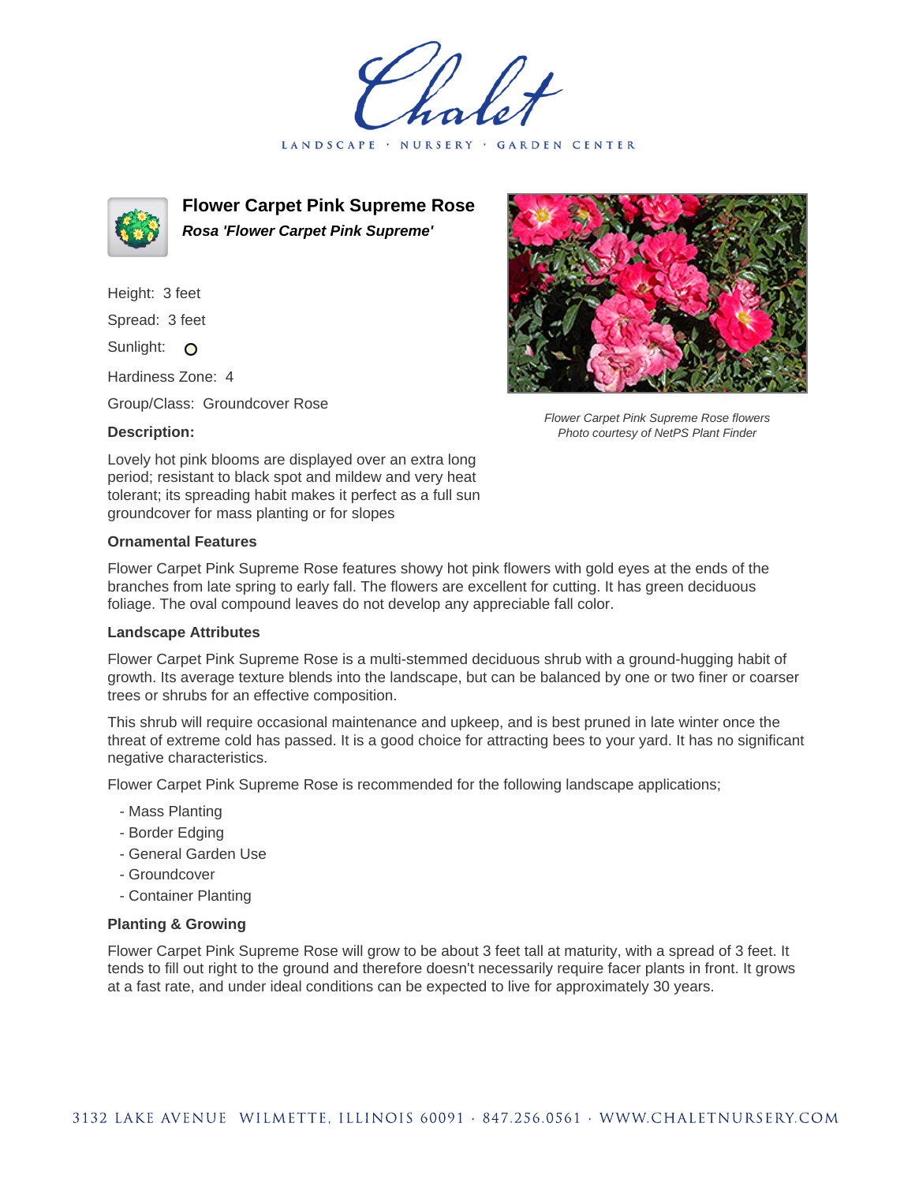# Flower Carpet Pink Supreme Rose

***Rosa 'Flower Carpet Pink Supreme'***

Height: 3 feet

Spread: 3 feet

Sunlight: O

Hardiness Zone: 4

Group/Class: Groundcover Rose

**Description:**

Lovely hot pink blooms are displayed over an extra long period; resistant to black spot and mildew and very heat tolerant; its spreading habit makes it perfect as a full sun groundcover for mass planting or for slopes

*Flower Carpet Pink Supreme Rose flowers*
*Photo courtesy of NetPS Plant Finder*

### Ornamental Features

Flower Carpet Pink Supreme Rose features showy hot pink flowers with gold eyes at the ends of the branches from late spring to early fall. The flowers are excellent for cutting. It has green deciduous foliage. The oval compound leaves do not develop any appreciable fall color.

### Landscape Attributes

Flower Carpet Pink Supreme Rose is a multi-stemmed deciduous shrub with a ground-hugging habit of growth. Its average texture blends into the landscape, but can be balanced by one or two finer or coarser trees or shrubs for an effective composition.

This shrub will require occasional maintenance and upkeep, and is best pruned in late winter once the threat of extreme cold has passed. It is a good choice for attracting bees to your yard. It has no significant negative characteristics.

Flower Carpet Pink Supreme Rose is recommended for the following landscape applications;

- Mass Planting
- Border Edging
- General Garden Use
- Groundcover
- Container Planting

### Planting & Growing

Flower Carpet Pink Supreme Rose will grow to be about 3 feet tall at maturity, with a spread of 3 feet. It tends to fill out right to the ground and therefore doesn't necessarily require facer plants in front. It grows at a fast rate, and under ideal conditions can be expected to live for approximately 30 years.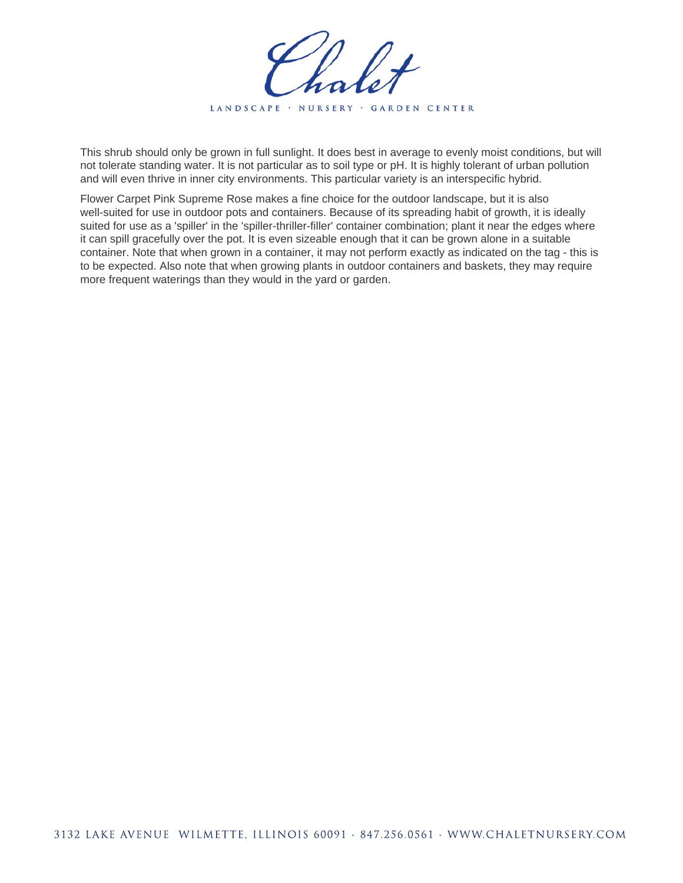This shrub should only be grown in full sunlight. It does best in average to evenly moist conditions, but will not tolerate standing water. It is not particular as to soil type or pH. It is highly tolerant of urban pollution and will even thrive in inner city environments. This particular variety is an interspecific hybrid.

Flower Carpet Pink Supreme Rose makes a fine choice for the outdoor landscape, but it is also well-suited for use in outdoor pots and containers. Because of its spreading habit of growth, it is ideally suited for use as a 'spiller' in the 'spiller-thriller-filler' container combination; plant it near the edges where it can spill gracefully over the pot. It is even sizeable enough that it can be grown alone in a suitable container. Note that when grown in a container, it may not perform exactly as indicated on the tag - this is to be expected. Also note that when growing plants in outdoor containers and baskets, they may require more frequent waterings than they would in the yard or garden.